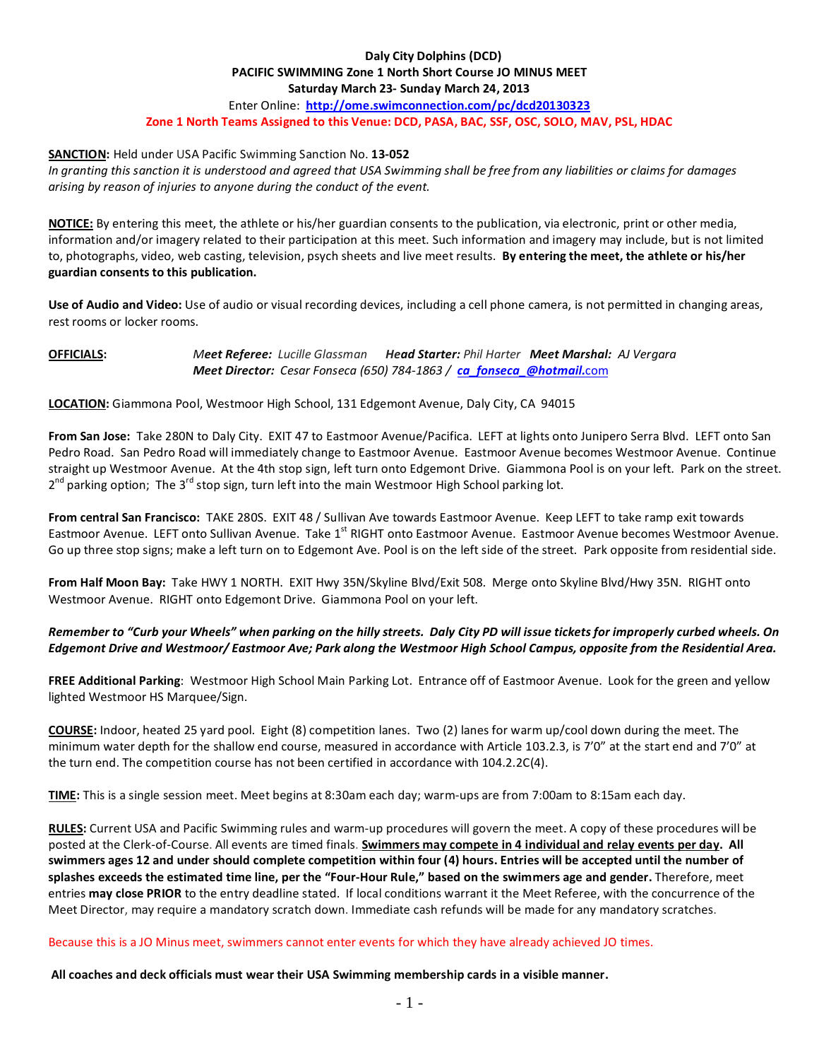**Daly City Dolphins (DCD)**
**PACIFIC SWIMMING Zone 1 North Short Course JO MINUS MEET**
**Saturday March 23- Sunday March 24, 2013**
Enter Online: **http://ome.swimconnection.com/pc/dcd20130323**
**Zone 1 North Teams Assigned to this Venue: DCD, PASA, BAC, SSF, OSC, SOLO, MAV, PSL, HDAC**

**SANCTION:** Held under USA Pacific Swimming Sanction No. **13-052**
*In granting this sanction it is understood and agreed that USA Swimming shall be free from any liabilities or claims for damages arising by reason of injuries to anyone during the conduct of the event.*

**NOTICE:** By entering this meet, the athlete or his/her guardian consents to the publication, via electronic, print or other media, information and/or imagery related to their participation at this meet. Such information and imagery may include, but is not limited to, photographs, video, web casting, television, psych sheets and live meet results. **By entering the meet, the athlete or his/her guardian consents to this publication.**

**Use of Audio and Video:** Use of audio or visual recording devices, including a cell phone camera, is not permitted in changing areas, rest rooms or locker rooms.

**OFFICIALS:** ***Meet Referee:*** *Lucille Glassman* ***Head Starter:*** *Phil Harter* ***Meet Marshal:*** *AJ Vergara*
***Meet Director:*** *Cesar Fonseca (650) 784-1863 /* ***ca_fonseca_@hotmail.com***

**LOCATION:** Giammona Pool, Westmoor High School, 131 Edgemont Avenue, Daly City, CA 94015

**From San Jose:** Take 280N to Daly City. EXIT 47 to Eastmoor Avenue/Pacifica. LEFT at lights onto Junipero Serra Blvd. LEFT onto San Pedro Road. San Pedro Road will immediately change to Eastmoor Avenue. Eastmoor Avenue becomes Westmoor Avenue. Continue straight up Westmoor Avenue. At the 4th stop sign, left turn onto Edgemont Drive. Giammona Pool is on your left. Park on the street. 2nd parking option; The 3rd stop sign, turn left into the main Westmoor High School parking lot.

**From central San Francisco:** TAKE 280S. EXIT 48 / Sullivan Ave towards Eastmoor Avenue. Keep LEFT to take ramp exit towards Eastmoor Avenue. LEFT onto Sullivan Avenue. Take 1st RIGHT onto Eastmoor Avenue. Eastmoor Avenue becomes Westmoor Avenue. Go up three stop signs; make a left turn on to Edgemont Ave. Pool is on the left side of the street. Park opposite from residential side.

**From Half Moon Bay:** Take HWY 1 NORTH. EXIT Hwy 35N/Skyline Blvd/Exit 508. Merge onto Skyline Blvd/Hwy 35N. RIGHT onto Westmoor Avenue. RIGHT onto Edgemont Drive. Giammona Pool on your left.

***Remember to "Curb your Wheels" when parking on the hilly streets. Daly City PD will issue tickets for improperly curbed wheels. On Edgemont Drive and Westmoor/ Eastmoor Ave; Park along the Westmoor High School Campus, opposite from the Residential Area.***

**FREE Additional Parking**: Westmoor High School Main Parking Lot. Entrance off of Eastmoor Avenue. Look for the green and yellow lighted Westmoor HS Marquee/Sign.

**COURSE:** Indoor, heated 25 yard pool. Eight (8) competition lanes. Two (2) lanes for warm up/cool down during the meet. The minimum water depth for the shallow end course, measured in accordance with Article 103.2.3, is 7'0" at the start end and 7'0" at the turn end. The competition course has not been certified in accordance with 104.2.2C(4).

**TIME:** This is a single session meet. Meet begins at 8:30am each day; warm-ups are from 7:00am to 8:15am each day.

**RULES:** Current USA and Pacific Swimming rules and warm-up procedures will govern the meet. A copy of these procedures will be posted at the Clerk-of-Course. All events are timed finals. **Swimmers may compete in 4 individual and relay events per day. All swimmers ages 12 and under should complete competition within four (4) hours. Entries will be accepted until the number of splashes exceeds the estimated time line, per the "Four-Hour Rule," based on the swimmers age and gender.** Therefore, meet entries **may close PRIOR** to the entry deadline stated. If local conditions warrant it the Meet Referee, with the concurrence of the Meet Director, may require a mandatory scratch down. Immediate cash refunds will be made for any mandatory scratches.

Because this is a JO Minus meet, swimmers cannot enter events for which they have already achieved JO times.

**All coaches and deck officials must wear their USA Swimming membership cards in a visible manner.**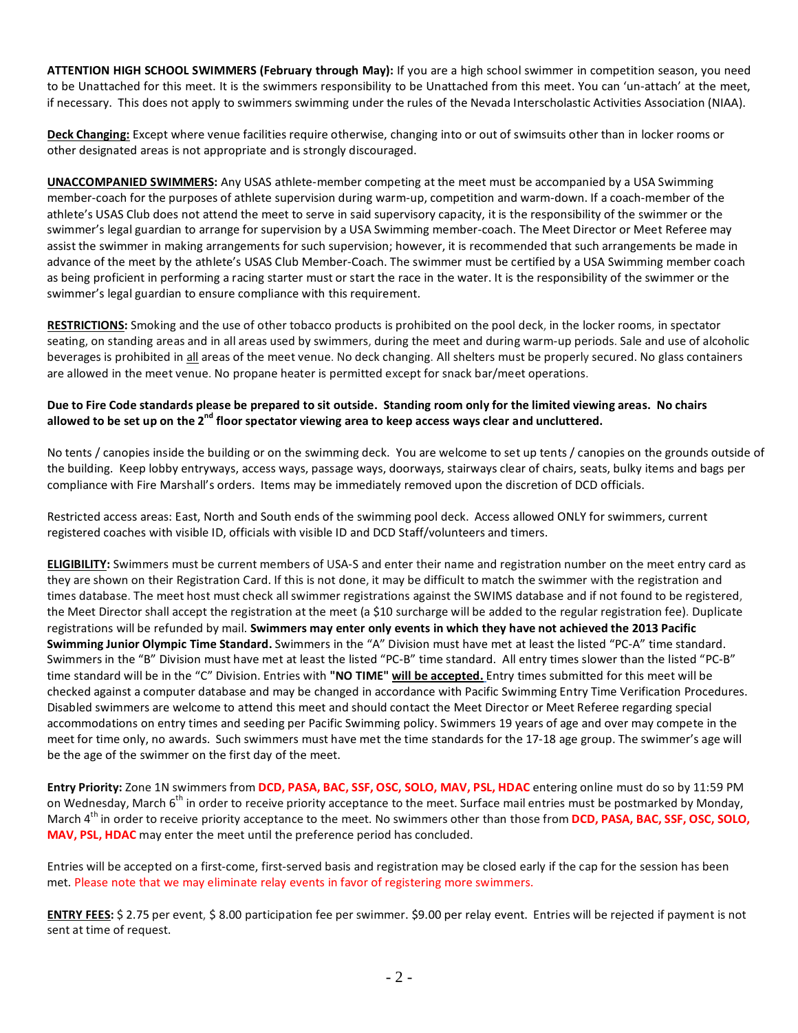**ATTENTION HIGH SCHOOL SWIMMERS (February through May):** If you are a high school swimmer in competition season, you need to be Unattached for this meet. It is the swimmers responsibility to be Unattached from this meet. You can 'un-attach' at the meet, if necessary. This does not apply to swimmers swimming under the rules of the Nevada Interscholastic Activities Association (NIAA).

**Deck Changing:** Except where venue facilities require otherwise, changing into or out of swimsuits other than in locker rooms or other designated areas is not appropriate and is strongly discouraged.

**UNACCOMPANIED SWIMMERS:** Any USAS athlete-member competing at the meet must be accompanied by a USA Swimming member-coach for the purposes of athlete supervision during warm-up, competition and warm-down. If a coach-member of the athlete's USAS Club does not attend the meet to serve in said supervisory capacity, it is the responsibility of the swimmer or the swimmer's legal guardian to arrange for supervision by a USA Swimming member-coach. The Meet Director or Meet Referee may assist the swimmer in making arrangements for such supervision; however, it is recommended that such arrangements be made in advance of the meet by the athlete's USAS Club Member-Coach. The swimmer must be certified by a USA Swimming member coach as being proficient in performing a racing starter must or start the race in the water. It is the responsibility of the swimmer or the swimmer's legal guardian to ensure compliance with this requirement.

**RESTRICTIONS:** Smoking and the use of other tobacco products is prohibited on the pool deck, in the locker rooms, in spectator seating, on standing areas and in all areas used by swimmers, during the meet and during warm-up periods. Sale and use of alcoholic beverages is prohibited in all areas of the meet venue. No deck changing. All shelters must be properly secured. No glass containers are allowed in the meet venue. No propane heater is permitted except for snack bar/meet operations.

**Due to Fire Code standards please be prepared to sit outside. Standing room only for the limited viewing areas. No chairs allowed to be set up on the 2nd floor spectator viewing area to keep access ways clear and uncluttered.**

No tents / canopies inside the building or on the swimming deck. You are welcome to set up tents / canopies on the grounds outside of the building. Keep lobby entryways, access ways, passage ways, doorways, stairways clear of chairs, seats, bulky items and bags per compliance with Fire Marshall's orders. Items may be immediately removed upon the discretion of DCD officials.

Restricted access areas: East, North and South ends of the swimming pool deck. Access allowed ONLY for swimmers, current registered coaches with visible ID, officials with visible ID and DCD Staff/volunteers and timers.

**ELIGIBILITY:** Swimmers must be current members of USA-S and enter their name and registration number on the meet entry card as they are shown on their Registration Card. If this is not done, it may be difficult to match the swimmer with the registration and times database. The meet host must check all swimmer registrations against the SWIMS database and if not found to be registered, the Meet Director shall accept the registration at the meet (a $10 surcharge will be added to the regular registration fee). Duplicate registrations will be refunded by mail. **Swimmers may enter only events in which they have not achieved the 2013 Pacific Swimming Junior Olympic Time Standard.** Swimmers in the "A" Division must have met at least the listed "PC-A" time standard. Swimmers in the "B" Division must have met at least the listed "PC-B" time standard. All entry times slower than the listed "PC-B" time standard will be in the "C" Division. Entries with **"NO TIME" will be accepted.** Entry times submitted for this meet will be checked against a computer database and may be changed in accordance with Pacific Swimming Entry Time Verification Procedures. Disabled swimmers are welcome to attend this meet and should contact the Meet Director or Meet Referee regarding special accommodations on entry times and seeding per Pacific Swimming policy. Swimmers 19 years of age and over may compete in the meet for time only, no awards. Such swimmers must have met the time standards for the 17-18 age group. The swimmer's age will be the age of the swimmer on the first day of the meet.

**Entry Priority:** Zone 1N swimmers from **DCD, PASA, BAC, SSF, OSC, SOLO, MAV, PSL, HDAC** entering online must do so by 11:59 PM on Wednesday, March 6th in order to receive priority acceptance to the meet. Surface mail entries must be postmarked by Monday, March 4th in order to receive priority acceptance to the meet. No swimmers other than those from **DCD, PASA, BAC, SSF, OSC, SOLO, MAV, PSL, HDAC** may enter the meet until the preference period has concluded.

Entries will be accepted on a first-come, first-served basis and registration may be closed early if the cap for the session has been met. Please note that we may eliminate relay events in favor of registering more swimmers.

**ENTRY FEES:** $ 2.75 per event, $ 8.00 participation fee per swimmer. $9.00 per relay event. Entries will be rejected if payment is not sent at time of request.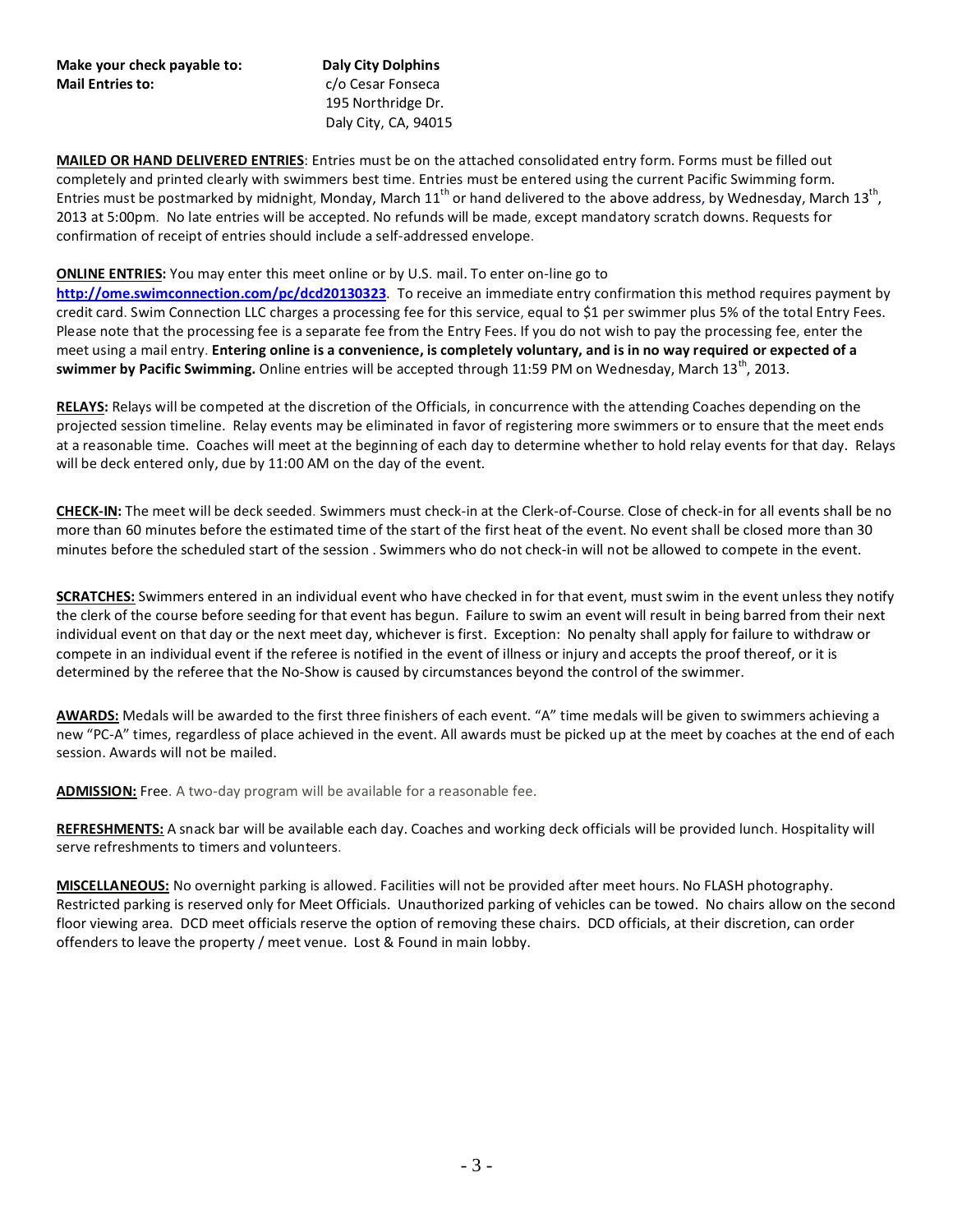**Make your check payable to:** **Daly City Dolphins**
**Mail Entries to:** c/o Cesar Fonseca
195 Northridge Dr.
Daly City, CA, 94015

**MAILED OR HAND DELIVERED ENTRIES**: Entries must be on the attached consolidated entry form. Forms must be filled out completely and printed clearly with swimmers best time. Entries must be entered using the current Pacific Swimming form. Entries must be postmarked by midnight, Monday, March 11th or hand delivered to the above address, by Wednesday, March 13th, 2013 at 5:00pm. No late entries will be accepted. No refunds will be made, except mandatory scratch downs. Requests for confirmation of receipt of entries should include a self-addressed envelope.

**ONLINE ENTRIES:** You may enter this meet online or by U.S. mail. To enter on-line go to **http://ome.swimconnection.com/pc/dcd20130323**. To receive an immediate entry confirmation this method requires payment by credit card. Swim Connection LLC charges a processing fee for this service, equal to $1 per swimmer plus 5% of the total Entry Fees. Please note that the processing fee is a separate fee from the Entry Fees. If you do not wish to pay the processing fee, enter the meet using a mail entry. **Entering online is a convenience, is completely voluntary, and is in no way required or expected of a swimmer by Pacific Swimming.** Online entries will be accepted through 11:59 PM on Wednesday, March 13th, 2013.

**RELAYS:** Relays will be competed at the discretion of the Officials, in concurrence with the attending Coaches depending on the projected session timeline. Relay events may be eliminated in favor of registering more swimmers or to ensure that the meet ends at a reasonable time. Coaches will meet at the beginning of each day to determine whether to hold relay events for that day. Relays will be deck entered only, due by 11:00 AM on the day of the event.

**CHECK-IN:** The meet will be deck seeded. Swimmers must check-in at the Clerk-of-Course. Close of check-in for all events shall be no more than 60 minutes before the estimated time of the start of the first heat of the event. No event shall be closed more than 30 minutes before the scheduled start of the session . Swimmers who do not check-in will not be allowed to compete in the event.

**SCRATCHES:** Swimmers entered in an individual event who have checked in for that event, must swim in the event unless they notify the clerk of the course before seeding for that event has begun. Failure to swim an event will result in being barred from their next individual event on that day or the next meet day, whichever is first. Exception: No penalty shall apply for failure to withdraw or compete in an individual event if the referee is notified in the event of illness or injury and accepts the proof thereof, or it is determined by the referee that the No-Show is caused by circumstances beyond the control of the swimmer.

**AWARDS:** Medals will be awarded to the first three finishers of each event. "A" time medals will be given to swimmers achieving a new "PC-A" times, regardless of place achieved in the event. All awards must be picked up at the meet by coaches at the end of each session. Awards will not be mailed.

**ADMISSION:** Free. A two-day program will be available for a reasonable fee.

**REFRESHMENTS:** A snack bar will be available each day. Coaches and working deck officials will be provided lunch. Hospitality will serve refreshments to timers and volunteers.

**MISCELLANEOUS:** No overnight parking is allowed. Facilities will not be provided after meet hours. No FLASH photography. Restricted parking is reserved only for Meet Officials. Unauthorized parking of vehicles can be towed. No chairs allow on the second floor viewing area. DCD meet officials reserve the option of removing these chairs. DCD officials, at their discretion, can order offenders to leave the property / meet venue. Lost & Found in main lobby.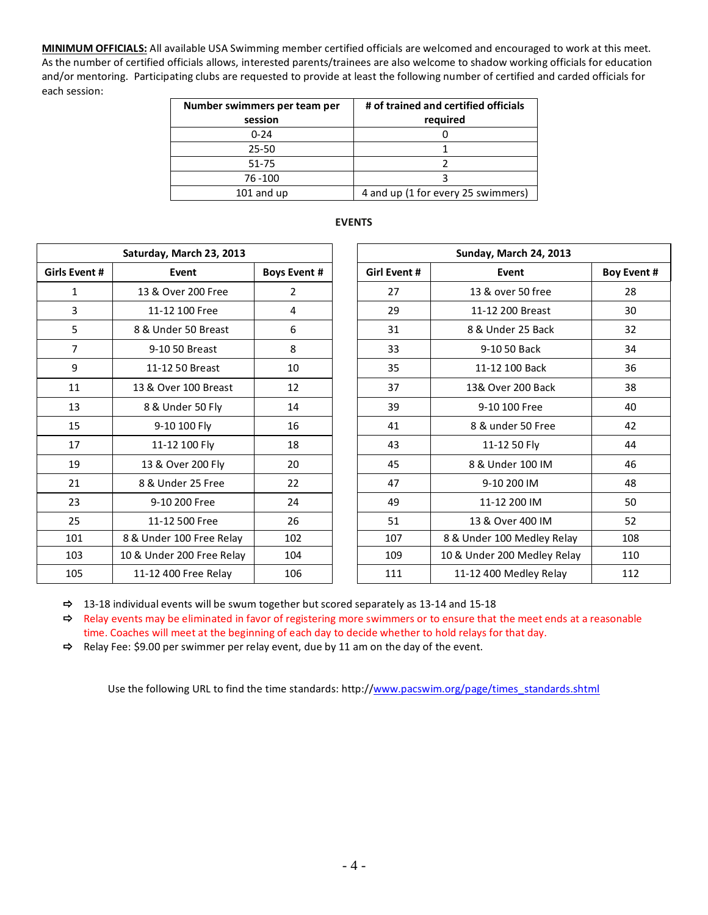**MINIMUM OFFICIALS:** All available USA Swimming member certified officials are welcomed and encouraged to work at this meet. As the number of certified officials allows, interested parents/trainees are also welcome to shadow working officials for education and/or mentoring. Participating clubs are requested to provide at least the following number of certified and carded officials for each session:

| Number swimmers per team per session | # of trained and certified officials required |
|---|---|
| 0-24 | 0 |
| 25-50 | 1 |
| 51-75 | 2 |
| 76 -100 | 3 |
| 101 and up | 4 and up (1 for every 25 swimmers) |

**EVENTS**

| Saturday, March 23, 2013 | | |
|---|---|---|
| **Girls Event #** | **Event** | **Boys Event #** |
| 1 | 13 & Over 200 Free | 2 |
| 3 | 11-12 100 Free | 4 |
| 5 | 8 & Under 50 Breast | 6 |
| 7 | 9-10 50 Breast | 8 |
| 9 | 11-12 50 Breast | 10 |
| 11 | 13 & Over 100 Breast | 12 |
| 13 | 8 & Under 50 Fly | 14 |
| 15 | 9-10 100 Fly | 16 |
| 17 | 11-12 100 Fly | 18 |
| 19 | 13 & Over 200 Fly | 20 |
| 21 | 8 & Under 25 Free | 22 |
| 23 | 9-10 200 Free | 24 |
| 25 | 11-12 500 Free | 26 |
| 101 | 8 & Under 100 Free Relay | 102 |
| 103 | 10 & Under 200 Free Relay | 104 |
| 105 | 11-12 400 Free Relay | 106 |

| Sunday, March 24, 2013 | | |
|---|---|---|
| **Girl Event #** | **Event** | **Boy Event #** |
| 27 | 13 & over 50 free | 28 |
| 29 | 11-12 200 Breast | 30 |
| 31 | 8 & Under 25 Back | 32 |
| 33 | 9-10 50 Back | 34 |
| 35 | 11-12 100 Back | 36 |
| 37 | 13& Over 200 Back | 38 |
| 39 | 9-10 100 Free | 40 |
| 41 | 8 & under 50 Free | 42 |
| 43 | 11-12 50 Fly | 44 |
| 45 | 8 & Under 100 IM | 46 |
| 47 | 9-10 200 IM | 48 |
| 49 | 11-12 200 IM | 50 |
| 51 | 13 & Over 400 IM | 52 |
| 107 | 8 & Under 100 Medley Relay | 108 |
| 109 | 10 & Under 200 Medley Relay | 110 |
| 111 | 11-12 400 Medley Relay | 112 |

- 13-18 individual events will be swum together but scored separately as 13-14 and 15-18
- Relay events may be eliminated in favor of registering more swimmers or to ensure that the meet ends at a reasonable time. Coaches will meet at the beginning of each day to decide whether to hold relays for that day.
- Relay Fee: $9.00 per swimmer per relay event, due by 11 am on the day of the event.

Use the following URL to find the time standards: http://www.pacswim.org/page/times_standards.shtml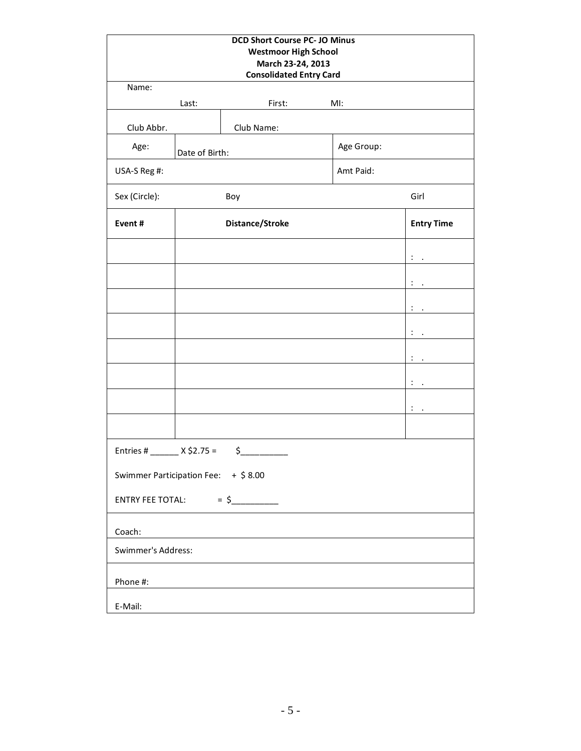**DCD Short Course PC- JO Minus**
**Westmoor High School**
**March 23-24, 2013**
**Consolidated Entry Card**

Name:

Last: First: MI:

Club Abbr. Club Name:

Age: Date of Birth: Age Group:

USA-S Reg #: Amt Paid:

Sex (Circle): Boy Girl

| **Event #** | **Distance/Stroke** | **Entry Time** |
|---|---|---|
| | | : . |
| | | : . |
| | | : . |
| | | : . |
| | | : . |
| | | : . |
| | | : . |
| | | |

Entries # ______ X $2.75 = $__________

Swimmer Participation Fee: + $ 8.00

ENTRY FEE TOTAL: = $__________

Coach:

Swimmer's Address:

Phone #:

E-Mail: